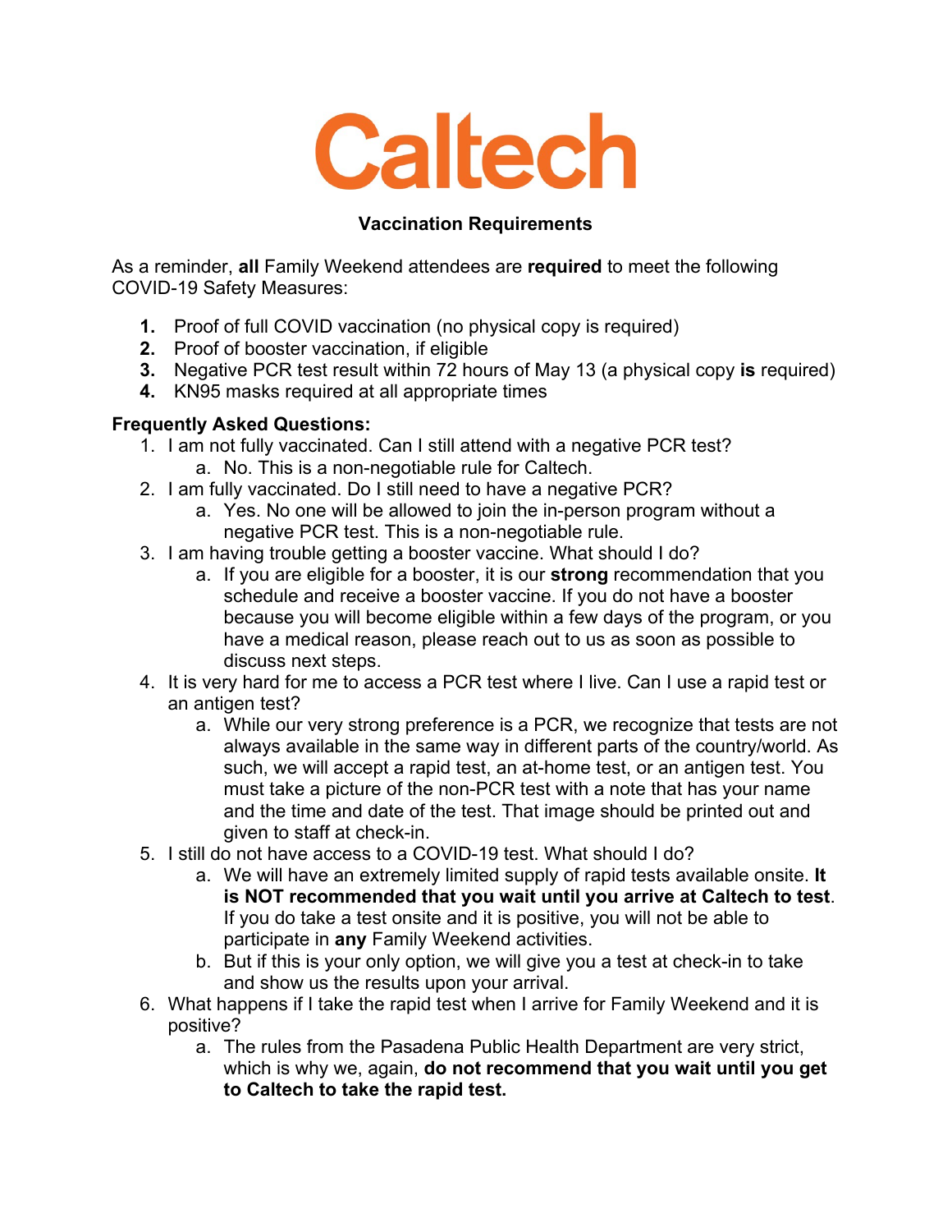# Caltech

## Vaccination Requirements

As a reminder, **all** Family Weekend attendees are **required** to meet the following COVID-19 Safety Measures:

1. Proof of full COVID vaccination (no physical copy is required)
2. Proof of booster vaccination, if eligible
3. Negative PCR test result within 72 hours of May 13 (a physical copy **is** required)
4. KN95 masks required at all appropriate times

**Frequently Asked Questions:**

1. I am not fully vaccinated. Can I still attend with a negative PCR test?
   a. No. This is a non-negotiable rule for Caltech.
2. I am fully vaccinated. Do I still need to have a negative PCR?
   a. Yes. No one will be allowed to join the in-person program without a negative PCR test. This is a non-negotiable rule.
3. I am having trouble getting a booster vaccine. What should I do?
   a. If you are eligible for a booster, it is our **strong** recommendation that you schedule and receive a booster vaccine. If you do not have a booster because you will become eligible within a few days of the program, or you have a medical reason, please reach out to us as soon as possible to discuss next steps.
4. It is very hard for me to access a PCR test where I live. Can I use a rapid test or an antigen test?
   a. While our very strong preference is a PCR, we recognize that tests are not always available in the same way in different parts of the country/world. As such, we will accept a rapid test, an at-home test, or an antigen test. You must take a picture of the non-PCR test with a note that has your name and the time and date of the test. That image should be printed out and given to staff at check-in.
5. I still do not have access to a COVID-19 test. What should I do?
   a. We will have an extremely limited supply of rapid tests available onsite. **It is NOT recommended that you wait until you arrive at Caltech to test**. If you do take a test onsite and it is positive, you will not be able to participate in **any** Family Weekend activities.
   b. But if this is your only option, we will give you a test at check-in to take and show us the results upon your arrival.
6. What happens if I take the rapid test when I arrive for Family Weekend and it is positive?
   a. The rules from the Pasadena Public Health Department are very strict, which is why we, again, **do not recommend that you wait until you get to Caltech to take the rapid test.**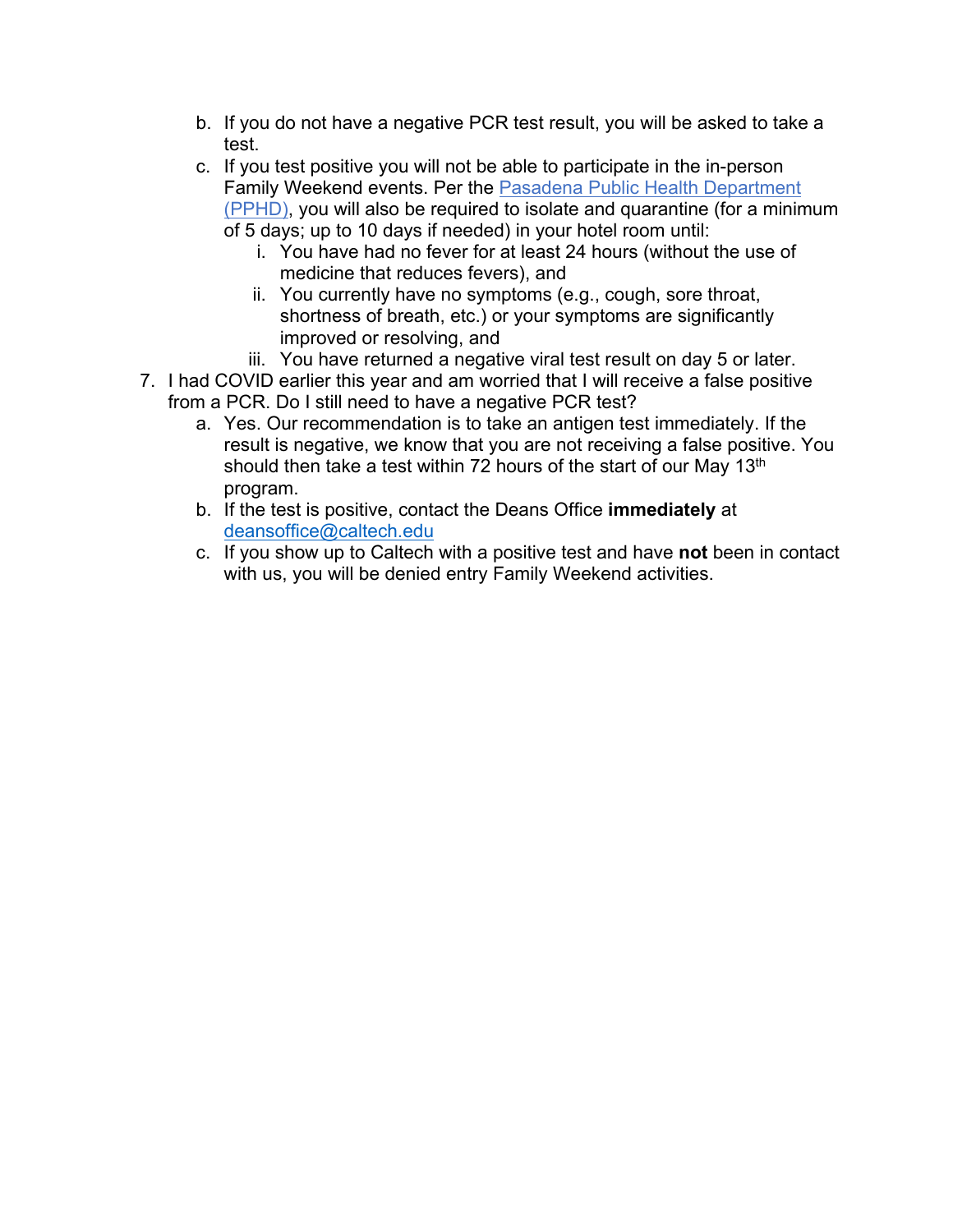b. If you do not have a negative PCR test result, you will be asked to take a test.

c. If you test positive you will not be able to participate in the in-person Family Weekend events. Per the [Pasadena Public Health Department (PPHD)](), you will also be required to isolate and quarantine (for a minimum of 5 days; up to 10 days if needed) in your hotel room until:

   i. You have had no fever for at least 24 hours (without the use of medicine that reduces fevers), and

   ii. You currently have no symptoms (e.g., cough, sore throat, shortness of breath, etc.) or your symptoms are significantly improved or resolving, and

   iii. You have returned a negative viral test result on day 5 or later.

7. I had COVID earlier this year and am worried that I will receive a false positive from a PCR. Do I still need to have a negative PCR test?

   a. Yes. Our recommendation is to take an antigen test immediately. If the result is negative, we know that you are not receiving a false positive. You should then take a test within 72 hours of the start of our May 13th program.

   b. If the test is positive, contact the Deans Office **immediately** at deansoffice@caltech.edu

   c. If you show up to Caltech with a positive test and have **not** been in contact with us, you will be denied entry Family Weekend activities.